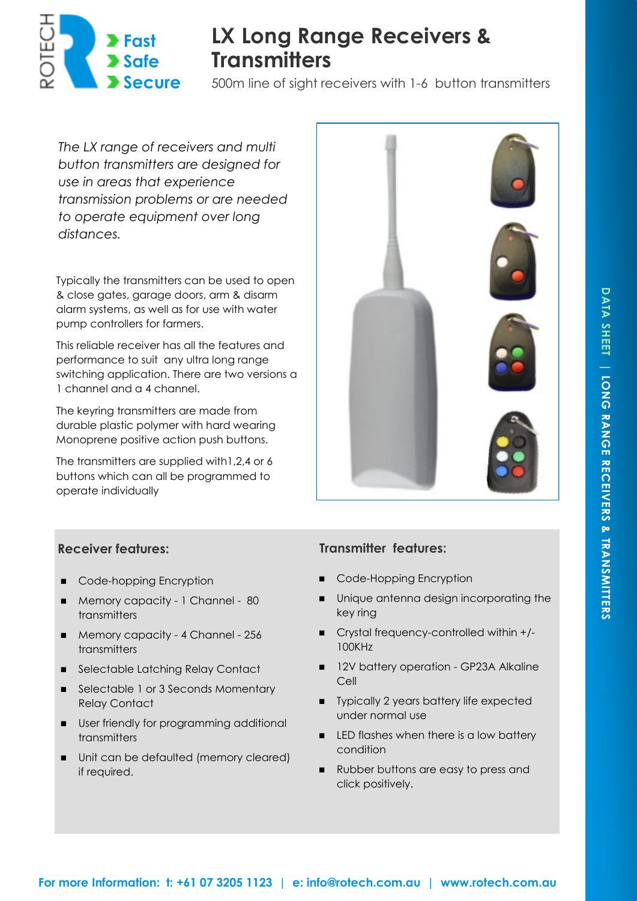ROTECH

- Fast
- Safe
- Secure

# LX Long Range Receivers & Transmitters

500m line of sight receivers with 1-6 button transmitters

*The LX range of receivers and multi button transmitters are designed for use in areas that experience transmission problems or are needed to operate equipment over long distances.*

Typically the transmitters can be used to open & close gates, garage doors, arm & disarm alarm systems, as well as for use with water pump controllers for farmers.

This reliable receiver has all the features and performance to suit any ultra long range switching application. There are two versions a 1 channel and a 4 channel.

The keyring transmitters are made from durable plastic polymer with hard wearing Monoprene positive action push buttons.

The transmitters are supplied with1,2,4 or 6 buttons which can all be programmed to operate individually

## Receiver features:

- Code-hopping Encryption
- Memory capacity - 1 Channel - 80 transmitters
- Memory capacity - 4 Channel - 256 transmitters
- Selectable Latching Relay Contact
- Selectable 1 or 3 Seconds Momentary Relay Contact
- User friendly for programming additional transmitters
- Unit can be defaulted (memory cleared) if required.

## Transmitter features:

- Code-Hopping Encryption
- Unique antenna design incorporating the key ring
- Crystal frequency-controlled within +/- 100KHz
- 12V battery operation - GP23A Alkaline Cell
- Typically 2 years battery life expected under normal use
- LED flashes when there is a low battery condition
- Rubber buttons are easy to press and click positively.

**For more Information: t: +61 07 3205 1123 | e: info@rotech.com.au | www.rotech.com.au**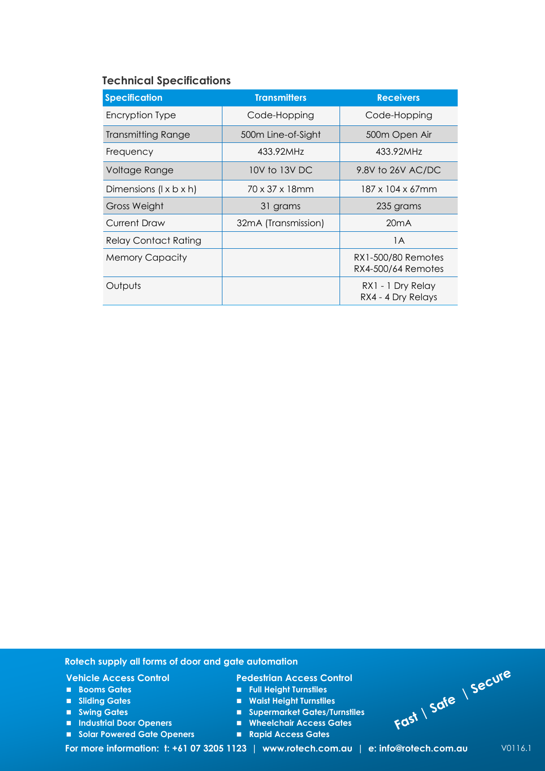### Technical Specifications

| Specification | Transmitters | Receivers |
|---|---|---|
| Encryption Type | Code-Hopping | Code-Hopping |
| Transmitting Range | 500m Line-of-Sight | 500m Open Air |
| Frequency | 433.92MHz | 433.92MHz |
| Voltage Range | 10V to 13V DC | 9.8V to 26V AC/DC |
| Dimensions (l x b x h) | 70 x 37 x 18mm | 187 x 104 x 67mm |
| Gross Weight | 31 grams | 235 grams |
| Current Draw | 32mA (Transmission) | 20mA |
| Relay Contact Rating | | 1A |
| Memory Capacity | | RX1-500/80 Remotes<br>RX4-500/64 Remotes |
| Outputs | | RX1 - 1 Dry Relay<br>RX4 - 4 Dry Relays |

**Rotech supply all forms of door and gate automation**

**Vehicle Access Control**

- **Booms Gates**
- **Sliding Gates**
- **Swing Gates**
- **Industrial Door Openers**
- **Solar Powered Gate Openers**

**Pedestrian Access Control**

- **Full Height Turnstiles**
- **Waist Height Turnstiles**
- **Supermarket Gates/Turnstiles**
- **Wheelchair Access Gates**
- **Rapid Access Gates**

Fast | Safe | Secure

**For more information: t: +61 07 3205 1123 | www.rotech.com.au | e: info@rotech.com.au**

V0116.1